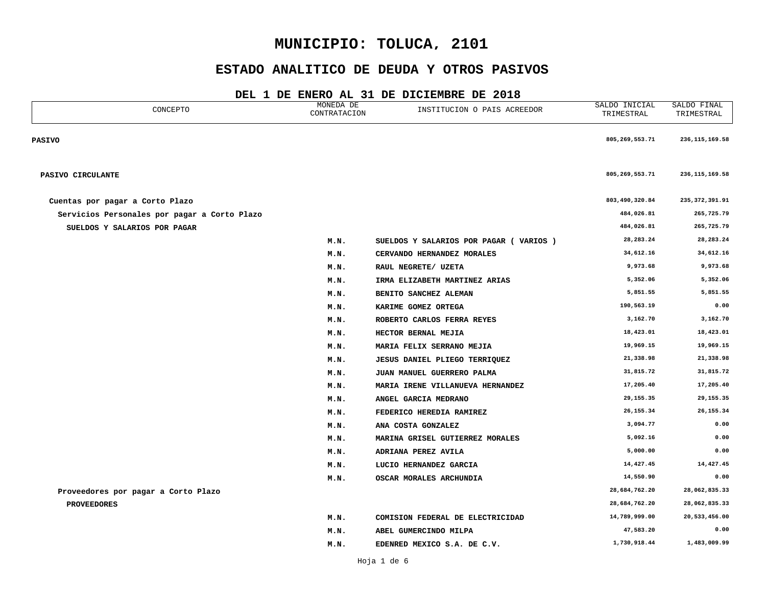# MUNICIPIO: TOLUCA, 2101

## ESTADO ANALITICO DE DEUDA Y OTROS PASIVOS

### DEL 1 DE ENERO AL 31 DE DICIEMBRE DE 2018

| CONCEPTO | MONEDA DE CONTRATACION | INSTITUCION O PAIS ACREEDOR | SALDO INICIAL TRIMESTRAL | SALDO FINAL TRIMESTRAL |
|---|---|---|---|---|
| **PASIVO** | | | 805,269,553.71 | 236,115,169.58 |
| **PASIVO CIRCULANTE** | | | 805,269,553.71 | 236,115,169.58 |
| **Cuentas por pagar a Corto Plazo** | | | 803,490,320.84 | 235,372,391.91 |
| **Servicios Personales por pagar a Corto Plazo** | | | 484,026.81 | 265,725.79 |
| **SUELDOS Y SALARIOS POR PAGAR** | | | 484,026.81 | 265,725.79 |
| | M.N. | SUELDOS Y SALARIOS POR PAGAR ( VARIOS ) | 28,283.24 | 28,283.24 |
| | M.N. | CERVANDO HERNANDEZ MORALES | 34,612.16 | 34,612.16 |
| | M.N. | RAUL NEGRETE/ UZETA | 9,973.68 | 9,973.68 |
| | M.N. | IRMA ELIZABETH MARTINEZ ARIAS | 5,352.06 | 5,352.06 |
| | M.N. | BENITO SANCHEZ ALEMAN | 5,851.55 | 5,851.55 |
| | M.N. | KARIME GOMEZ ORTEGA | 190,563.19 | 0.00 |
| | M.N. | ROBERTO CARLOS FERRA REYES | 3,162.70 | 3,162.70 |
| | M.N. | HECTOR BERNAL MEJIA | 18,423.01 | 18,423.01 |
| | M.N. | MARIA FELIX SERRANO MEJIA | 19,969.15 | 19,969.15 |
| | M.N. | JESUS DANIEL PLIEGO TERRIQUEZ | 21,338.98 | 21,338.98 |
| | M.N. | JUAN MANUEL GUERRERO PALMA | 31,815.72 | 31,815.72 |
| | M.N. | MARIA IRENE VILLANUEVA HERNANDEZ | 17,205.40 | 17,205.40 |
| | M.N. | ANGEL GARCIA MEDRANO | 29,155.35 | 29,155.35 |
| | M.N. | FEDERICO HEREDIA RAMIREZ | 26,155.34 | 26,155.34 |
| | M.N. | ANA COSTA GONZALEZ | 3,094.77 | 0.00 |
| | M.N. | MARINA GRISEL GUTIERREZ MORALES | 5,092.16 | 0.00 |
| | M.N. | ADRIANA PEREZ AVILA | 5,000.00 | 0.00 |
| | M.N. | LUCIO HERNANDEZ GARCIA | 14,427.45 | 14,427.45 |
| | M.N. | OSCAR MORALES ARCHUNDIA | 14,550.90 | 0.00 |
| **Proveedores por pagar a Corto Plazo** | | | 28,684,762.20 | 28,062,835.33 |
| **PROVEEDORES** | | | 28,684,762.20 | 28,062,835.33 |
| | M.N. | COMISION FEDERAL DE ELECTRICIDAD | 14,789,999.00 | 20,533,456.00 |
| | M.N. | ABEL GUMERCINDO MILPA | 47,583.20 | 0.00 |
| | M.N. | EDENRED MEXICO S.A. DE C.V. | 1,730,918.44 | 1,483,009.99 |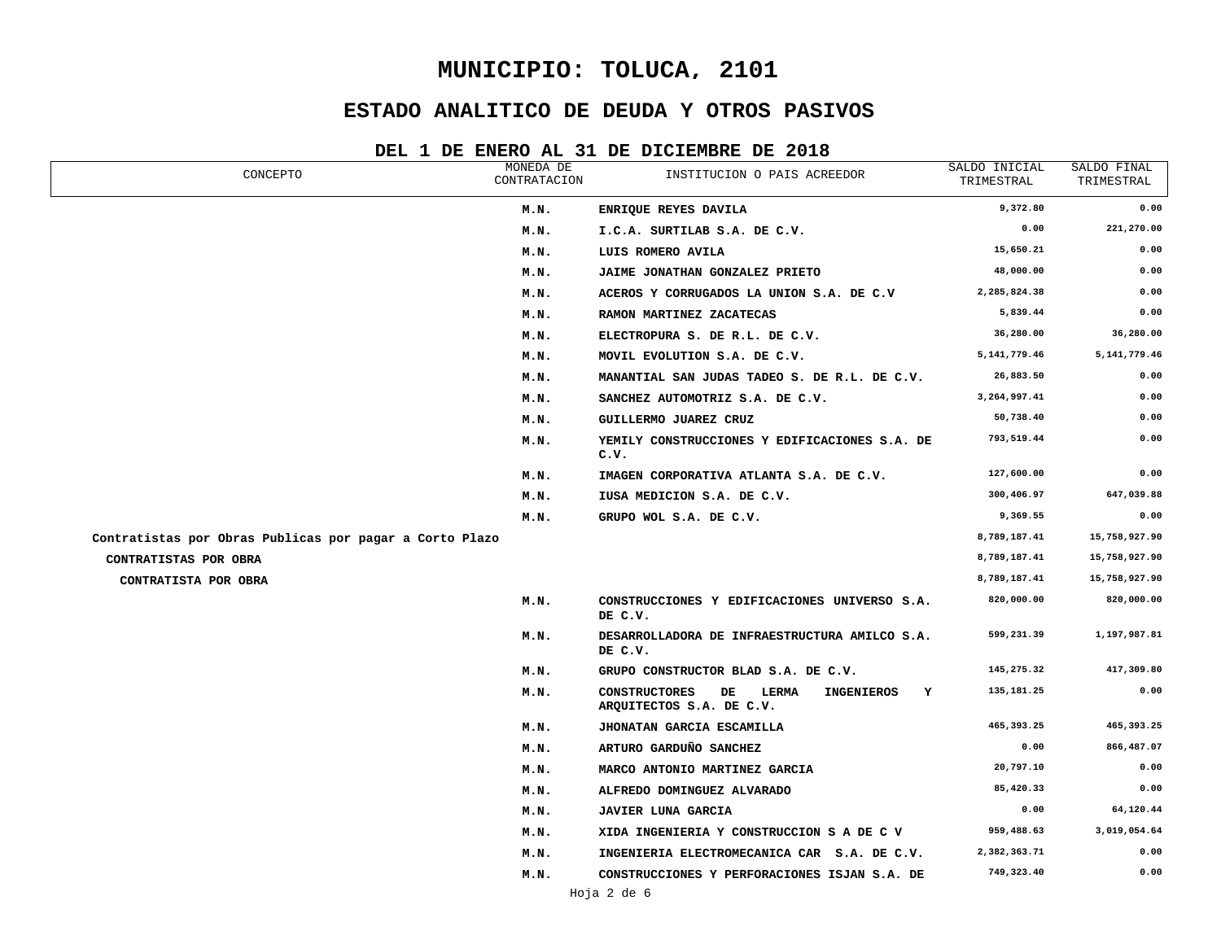# MUNICIPIO: TOLUCA, 2101

## ESTADO ANALITICO DE DEUDA Y OTROS PASIVOS

### DEL 1 DE ENERO AL 31 DE DICIEMBRE DE 2018

| CONCEPTO | MONEDA DE CONTRATACION | INSTITUCION O PAIS ACREEDOR | SALDO INICIAL TRIMESTRAL | SALDO FINAL TRIMESTRAL |
|---|---|---|---|---|
| | M.N. | ENRIQUE REYES DAVILA | 9,372.80 | 0.00 |
| | M.N. | I.C.A. SURTILAB S.A. DE C.V. | 0.00 | 221,270.00 |
| | M.N. | LUIS ROMERO AVILA | 15,650.21 | 0.00 |
| | M.N. | JAIME JONATHAN GONZALEZ PRIETO | 48,000.00 | 0.00 |
| | M.N. | ACEROS Y CORRUGADOS LA UNION S.A. DE C.V | 2,285,824.38 | 0.00 |
| | M.N. | RAMON MARTINEZ ZACATECAS | 5,839.44 | 0.00 |
| | M.N. | ELECTROPURA S. DE R.L. DE C.V. | 36,280.00 | 36,280.00 |
| | M.N. | MOVIL EVOLUTION S.A. DE C.V. | 5,141,779.46 | 5,141,779.46 |
| | M.N. | MANANTIAL SAN JUDAS TADEO S. DE R.L. DE C.V. | 26,883.50 | 0.00 |
| | M.N. | SANCHEZ AUTOMOTRIZ S.A. DE C.V. | 3,264,997.41 | 0.00 |
| | M.N. | GUILLERMO JUAREZ CRUZ | 50,738.40 | 0.00 |
| | M.N. | YEMILY CONSTRUCCIONES Y EDIFICACIONES S.A. DE C.V. | 793,519.44 | 0.00 |
| | M.N. | IMAGEN CORPORATIVA ATLANTA S.A. DE C.V. | 127,600.00 | 0.00 |
| | M.N. | IUSA MEDICION S.A. DE C.V. | 300,406.97 | 647,039.88 |
| | M.N. | GRUPO WOL S.A. DE C.V. | 9,369.55 | 0.00 |
| Contratistas por Obras Publicas por pagar a Corto Plazo | | | 8,789,187.41 | 15,758,927.90 |
| CONTRATISTAS POR OBRA | | | 8,789,187.41 | 15,758,927.90 |
| CONTRATISTA POR OBRA | | | 8,789,187.41 | 15,758,927.90 |
| | M.N. | CONSTRUCCIONES Y EDIFICACIONES UNIVERSO S.A. DE C.V. | 820,000.00 | 820,000.00 |
| | M.N. | DESARROLLADORA DE INFRAESTRUCTURA AMILCO S.A. DE C.V. | 599,231.39 | 1,197,987.81 |
| | M.N. | GRUPO CONSTRUCTOR BLAD S.A. DE C.V. | 145,275.32 | 417,309.80 |
| | M.N. | CONSTRUCTORES DE LERMA INGENIEROS Y ARQUITECTOS S.A. DE C.V. | 135,181.25 | 0.00 |
| | M.N. | JHONATAN GARCIA ESCAMILLA | 465,393.25 | 465,393.25 |
| | M.N. | ARTURO GARDUÑO SANCHEZ | 0.00 | 866,487.07 |
| | M.N. | MARCO ANTONIO MARTINEZ GARCIA | 20,797.10 | 0.00 |
| | M.N. | ALFREDO DOMINGUEZ ALVARADO | 85,420.33 | 0.00 |
| | M.N. | JAVIER LUNA GARCIA | 0.00 | 64,120.44 |
| | M.N. | XIDA INGENIERIA Y CONSTRUCCION S A DE C V | 959,488.63 | 3,019,054.64 |
| | M.N. | INGENIERIA ELECTROMECANICA CAR S.A. DE C.V. | 2,382,363.71 | 0.00 |
| | M.N. | CONSTRUCCIONES Y PERFORACIONES ISJAN S.A. DE | 749,323.40 | 0.00 |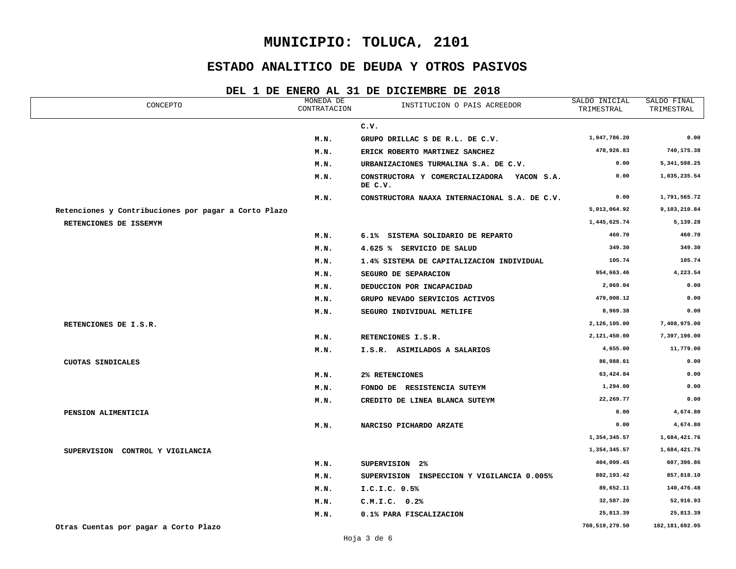# MUNICIPIO: TOLUCA, 2101

## ESTADO ANALITICO DE DEUDA Y OTROS PASIVOS

### DEL 1 DE ENERO AL 31 DE DICIEMBRE DE 2018

| CONCEPTO | MONEDA DE CONTRATACION | INSTITUCION O PAIS ACREEDOR | SALDO INICIAL TRIMESTRAL | SALDO FINAL TRIMESTRAL |
|---|---|---|---|---|
| | | C.V. | | |
| | M.N. | GRUPO DRILLAC S DE R.L. DE C.V. | 1,947,786.20 | 0.00 |
| | M.N. | ERICK ROBERTO MARTINEZ SANCHEZ | 478,926.83 | 740,175.38 |
| | M.N. | URBANIZACIONES TURMALINA S.A. DE C.V. | 0.00 | 5,341,598.25 |
| | M.N. | CONSTRUCTORA Y COMERCIALIZADORA YACON S.A. DE C.V. | 0.00 | 1,035,235.54 |
| | M.N. | CONSTRUCTORA NAAXA INTERNACIONAL S.A. DE C.V. | 0.00 | 1,791,565.72 |
| **Retenciones y Contribuciones por pagar a Corto Plazo** | | | 5,013,064.92 | 9,103,210.84 |
| **RETENCIONES DE ISSEMYM** | | | 1,445,625.74 | 5,139.28 |
| | M.N. | 6.1% SISTEMA SOLIDARIO DE REPARTO | 460.70 | 460.70 |
| | M.N. | 4.625 % SERVICIO DE SALUD | 349.30 | 349.30 |
| | M.N. | 1.4% SISTEMA DE CAPITALIZACION INDIVIDUAL | 105.74 | 105.74 |
| | M.N. | SEGURO DE SEPARACION | 954,663.46 | 4,223.54 |
| | M.N. | DEDUCCION POR INCAPACIDAD | 2,069.04 | 0.00 |
| | M.N. | GRUPO NEVADO SERVICIOS ACTIVOS | 479,008.12 | 0.00 |
| | M.N. | SEGURO INDIVIDUAL METLIFE | 8,969.38 | 0.00 |
| **RETENCIONES DE I.S.R.** | | | 2,126,105.00 | 7,408,975.00 |
| | M.N. | RETENCIONES I.S.R. | 2,121,450.00 | 7,397,196.00 |
| | M.N. | I.S.R. ASIMILADOS A SALARIOS | 4,655.00 | 11,779.00 |
| **CUOTAS SINDICALES** | | | 86,988.61 | 0.00 |
| | M.N. | 2% RETENCIONES | 63,424.84 | 0.00 |
| | M.N. | FONDO DE RESISTENCIA SUTEYM | 1,294.00 | 0.00 |
| | M.N. | CREDITO DE LINEA BLANCA SUTEYM | 22,269.77 | 0.00 |
| **PENSION ALIMENTICIA** | | | 0.00 | 4,674.80 |
| | M.N. | NARCISO PICHARDO ARZATE | 0.00 | 4,674.80 |
| | | | 1,354,345.57 | 1,684,421.76 |
| **SUPERVISION CONTROL Y VIGILANCIA** | | | 1,354,345.57 | 1,684,421.76 |
| | M.N. | SUPERVISION 2% | 404,099.45 | 607,396.86 |
| | M.N. | SUPERVISION INSPECCION Y VIGILANCIA 0.005% | 802,193.42 | 857,818.10 |
| | M.N. | I.C.I.C. 0.5% | 89,652.11 | 140,476.48 |
| | M.N. | C.M.I.C. 0.2% | 32,587.20 | 52,916.93 |
| | M.N. | 0.1% PARA FISCALIZACION | 25,813.39 | 25,813.39 |
| **Otras Cuentas por pagar a Corto Plazo** | | | 760,519,279.50 | 182,181,692.05 |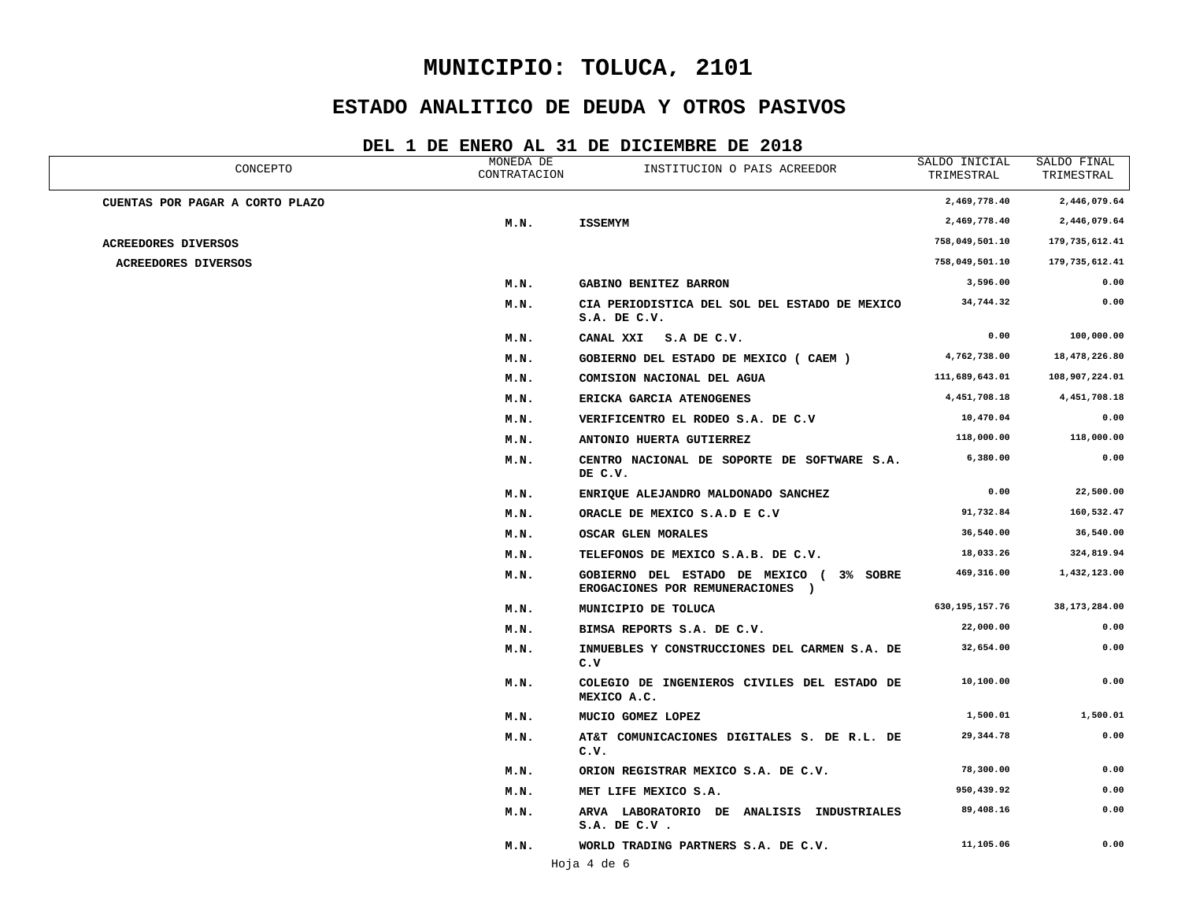# MUNICIPIO: TOLUCA, 2101

## ESTADO ANALITICO DE DEUDA Y OTROS PASIVOS

### DEL 1 DE ENERO AL 31 DE DICIEMBRE DE 2018

| CONCEPTO | MONEDA DE CONTRATACION | INSTITUCION O PAIS ACREEDOR | SALDO INICIAL TRIMESTRAL | SALDO FINAL TRIMESTRAL |
|---|---|---|---|---|
| **CUENTAS POR PAGAR A CORTO PLAZO** | | | 2,469,778.40 | 2,446,079.64 |
| | M.N. | ISSEMYM | 2,469,778.40 | 2,446,079.64 |
| **ACREEDORES DIVERSOS** | | | 758,049,501.10 | 179,735,612.41 |
| **ACREEDORES DIVERSOS** | | | 758,049,501.10 | 179,735,612.41 |
| | M.N. | GABINO BENITEZ BARRON | 3,596.00 | 0.00 |
| | M.N. | CIA PERIODISTICA DEL SOL DEL ESTADO DE MEXICO S.A. DE C.V. | 34,744.32 | 0.00 |
| | M.N. | CANAL XXI S.A DE C.V. | 0.00 | 100,000.00 |
| | M.N. | GOBIERNO DEL ESTADO DE MEXICO ( CAEM ) | 4,762,738.00 | 18,478,226.80 |
| | M.N. | COMISION NACIONAL DEL AGUA | 111,689,643.01 | 108,907,224.01 |
| | M.N. | ERICKA GARCIA ATENOGENES | 4,451,708.18 | 4,451,708.18 |
| | M.N. | VERIFICENTRO EL RODEO S.A. DE C.V | 10,470.04 | 0.00 |
| | M.N. | ANTONIO HUERTA GUTIERREZ | 118,000.00 | 118,000.00 |
| | M.N. | CENTRO NACIONAL DE SOPORTE DE SOFTWARE S.A. DE C.V. | 6,380.00 | 0.00 |
| | M.N. | ENRIQUE ALEJANDRO MALDONADO SANCHEZ | 0.00 | 22,500.00 |
| | M.N. | ORACLE DE MEXICO S.A.D E C.V | 91,732.84 | 160,532.47 |
| | M.N. | OSCAR GLEN MORALES | 36,540.00 | 36,540.00 |
| | M.N. | TELEFONOS DE MEXICO S.A.B. DE C.V. | 18,033.26 | 324,819.94 |
| | M.N. | GOBIERNO DEL ESTADO DE MEXICO ( 3% SOBRE EROGACIONES POR REMUNERACIONES ) | 469,316.00 | 1,432,123.00 |
| | M.N. | MUNICIPIO DE TOLUCA | 630,195,157.76 | 38,173,284.00 |
| | M.N. | BIMSA REPORTS S.A. DE C.V. | 22,000.00 | 0.00 |
| | M.N. | INMUEBLES Y CONSTRUCCIONES DEL CARMEN S.A. DE C.V | 32,654.00 | 0.00 |
| | M.N. | COLEGIO DE INGENIEROS CIVILES DEL ESTADO DE MEXICO A.C. | 10,100.00 | 0.00 |
| | M.N. | MUCIO GOMEZ LOPEZ | 1,500.01 | 1,500.01 |
| | M.N. | AT&T COMUNICACIONES DIGITALES S. DE R.L. DE C.V. | 29,344.78 | 0.00 |
| | M.N. | ORION REGISTRAR MEXICO S.A. DE C.V. | 78,300.00 | 0.00 |
| | M.N. | MET LIFE MEXICO S.A. | 950,439.92 | 0.00 |
| | M.N. | ARVA LABORATORIO DE ANALISIS INDUSTRIALES S.A. DE C.V . | 89,408.16 | 0.00 |
| | M.N. | WORLD TRADING PARTNERS S.A. DE C.V. | 11,105.06 | 0.00 |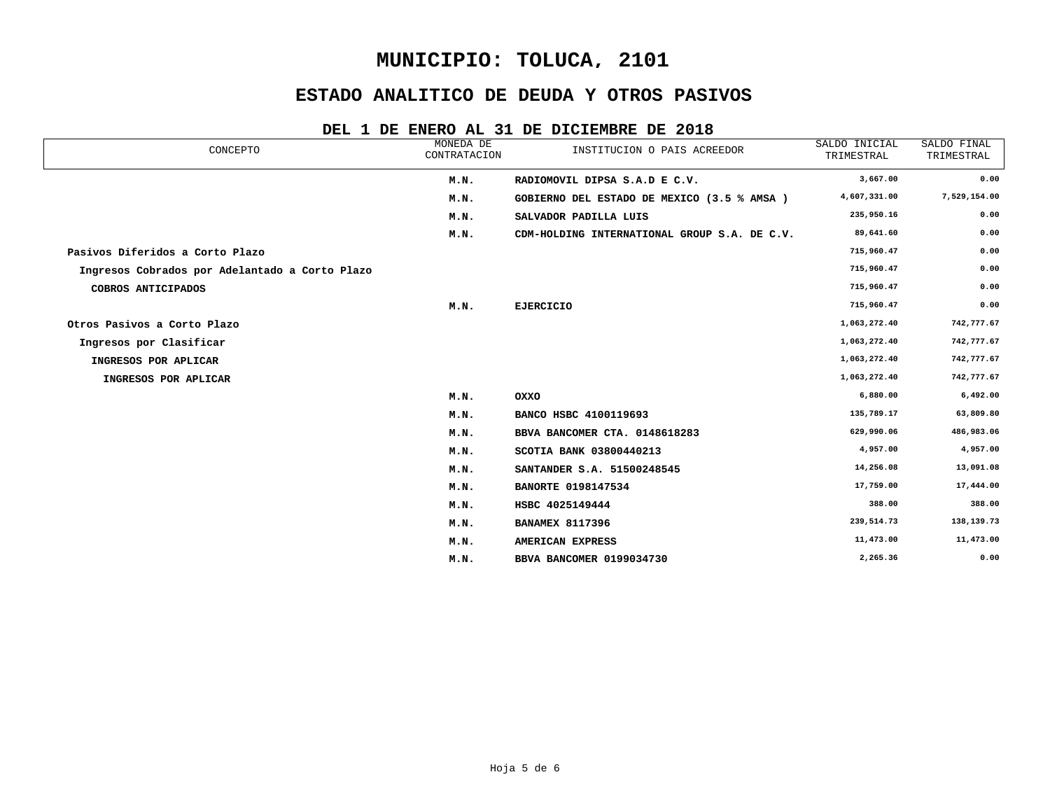# MUNICIPIO: TOLUCA, 2101

## ESTADO ANALITICO DE DEUDA Y OTROS PASIVOS

### DEL 1 DE ENERO AL 31 DE DICIEMBRE DE 2018

| CONCEPTO | MONEDA DE CONTRATACION | INSTITUCION O PAIS ACREEDOR | SALDO INICIAL TRIMESTRAL | SALDO FINAL TRIMESTRAL |
|---|---|---|---|---|
| | M.N. | RADIOMOVIL DIPSA S.A.D E C.V. | 3,667.00 | 0.00 |
| | M.N. | GOBIERNO DEL ESTADO DE MEXICO (3.5 % AMSA ) | 4,607,331.00 | 7,529,154.00 |
| | M.N. | SALVADOR PADILLA LUIS | 235,950.16 | 0.00 |
| | M.N. | CDM-HOLDING INTERNATIONAL GROUP S.A. DE C.V. | 89,641.60 | 0.00 |
| Pasivos Diferidos a Corto Plazo | | | 715,960.47 | 0.00 |
| Ingresos Cobrados por Adelantado a Corto Plazo | | | 715,960.47 | 0.00 |
| COBROS ANTICIPADOS | | | 715,960.47 | 0.00 |
| | M.N. | EJERCICIO | 715,960.47 | 0.00 |
| Otros Pasivos a Corto Plazo | | | 1,063,272.40 | 742,777.67 |
| Ingresos por Clasificar | | | 1,063,272.40 | 742,777.67 |
| INGRESOS POR APLICAR | | | 1,063,272.40 | 742,777.67 |
| INGRESOS POR APLICAR | | | 1,063,272.40 | 742,777.67 |
| | M.N. | OXXO | 6,880.00 | 6,492.00 |
| | M.N. | BANCO HSBC 4100119693 | 135,789.17 | 63,809.80 |
| | M.N. | BBVA BANCOMER CTA. 0148618283 | 629,990.06 | 486,983.06 |
| | M.N. | SCOTIA BANK 03800440213 | 4,957.00 | 4,957.00 |
| | M.N. | SANTANDER S.A. 51500248545 | 14,256.08 | 13,091.08 |
| | M.N. | BANORTE 0198147534 | 17,759.00 | 17,444.00 |
| | M.N. | HSBC 4025149444 | 388.00 | 388.00 |
| | M.N. | BANAMEX 8117396 | 239,514.73 | 138,139.73 |
| | M.N. | AMERICAN EXPRESS | 11,473.00 | 11,473.00 |
| | M.N. | BBVA BANCOMER 0199034730 | 2,265.36 | 0.00 |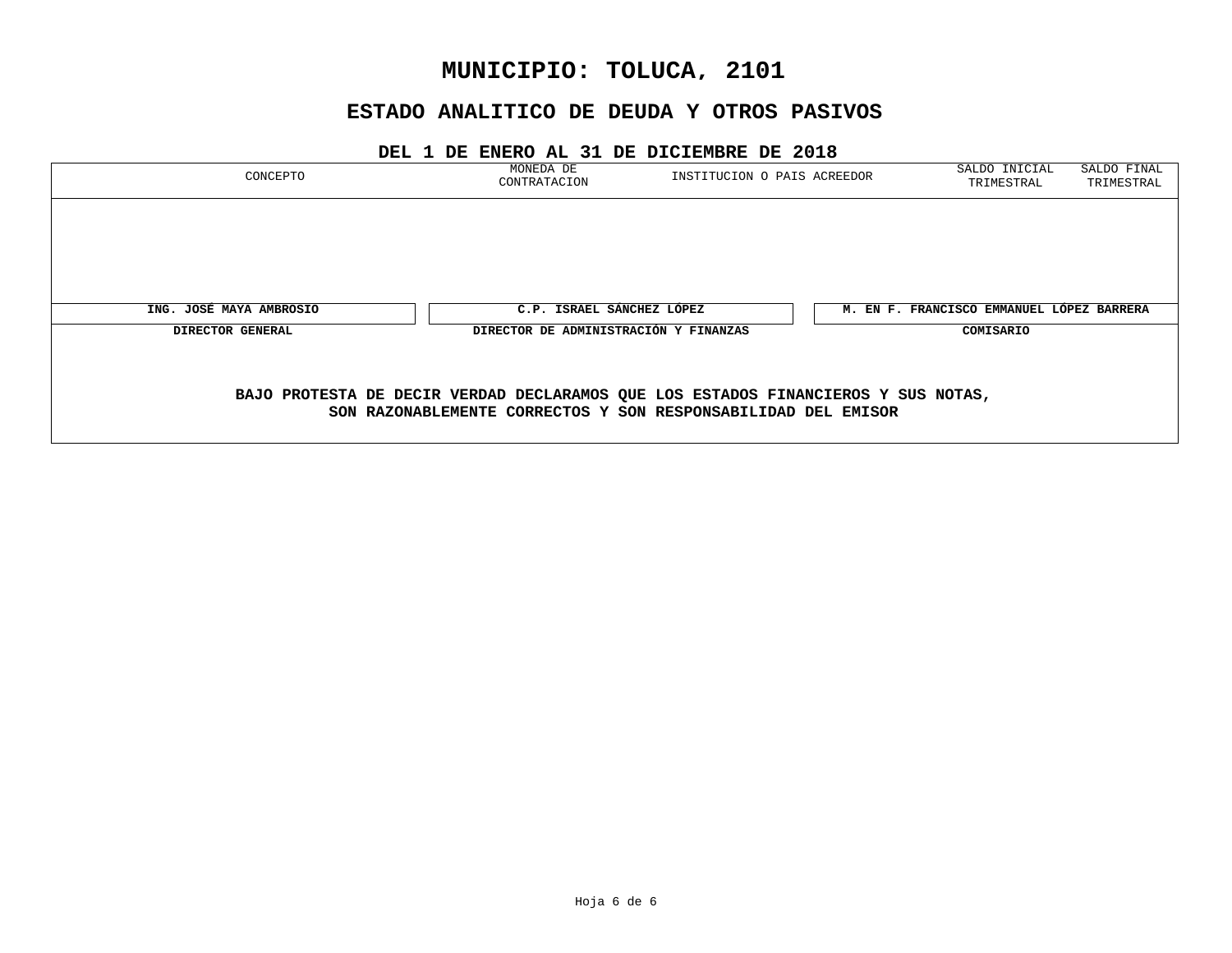# MUNICIPIO: TOLUCA, 2101

## ESTADO ANALITICO DE DEUDA Y OTROS PASIVOS

### DEL 1 DE ENERO AL 31 DE DICIEMBRE DE 2018

| CONCEPTO | MONEDA DE CONTRATACION | INSTITUCION O PAIS ACREEDOR | SALDO INICIAL TRIMESTRAL | SALDO FINAL TRIMESTRAL |
|---|---|---|---|---|

| ING. JOSÉ MAYA AMBROSIO | C.P. ISRAEL SÁNCHEZ LÓPEZ | M. EN F. FRANCISCO EMMANUEL LÓPEZ BARRERA |
|---|---|---|
| **DIRECTOR GENERAL** | **DIRECTOR DE ADMINISTRACIÓN Y FINANZAS** | **COMISARIO** |

**BAJO PROTESTA DE DECIR VERDAD DECLARAMOS QUE LOS ESTADOS FINANCIEROS Y SUS NOTAS, SON RAZONABLEMENTE CORRECTOS Y SON RESPONSABILIDAD DEL EMISOR**